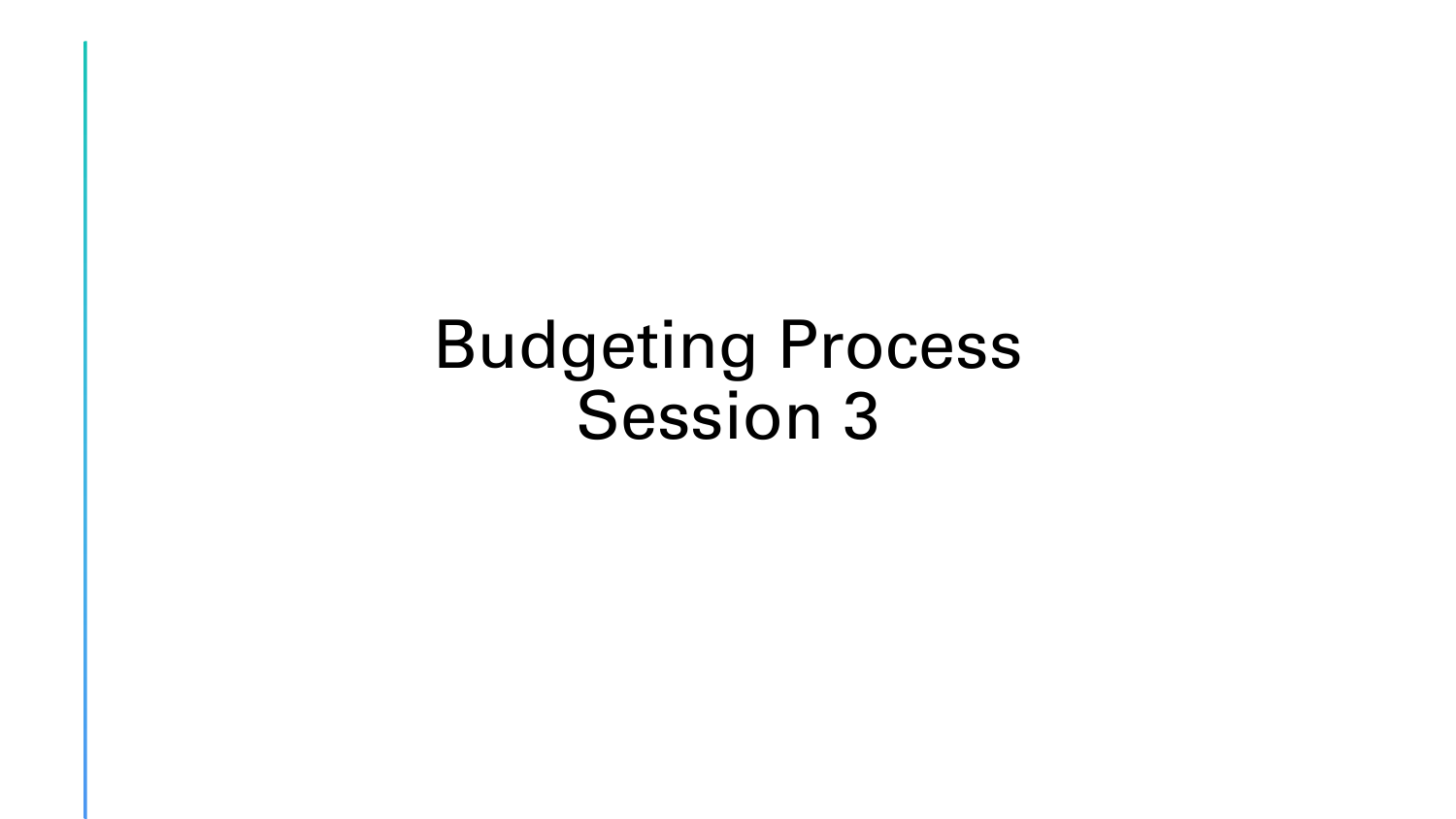# Budgeting Process
# Session 3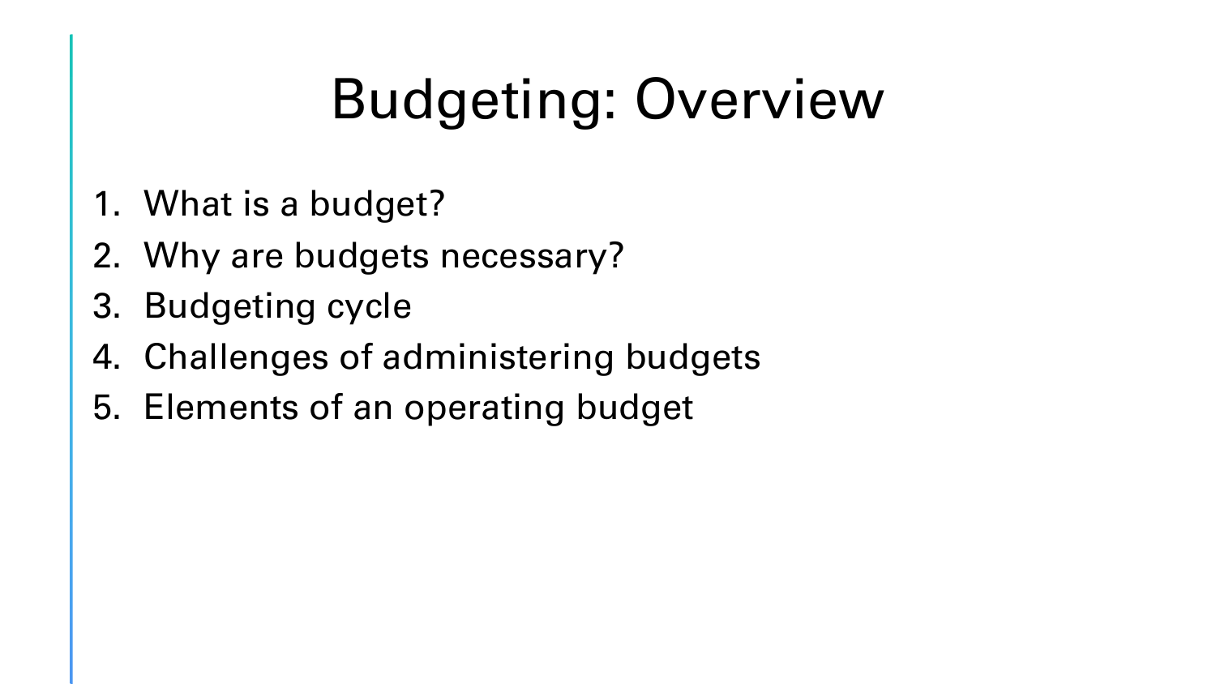# Budgeting: Overview

1. What is a budget?
2. Why are budgets necessary?
3. Budgeting cycle
4. Challenges of administering budgets
5. Elements of an operating budget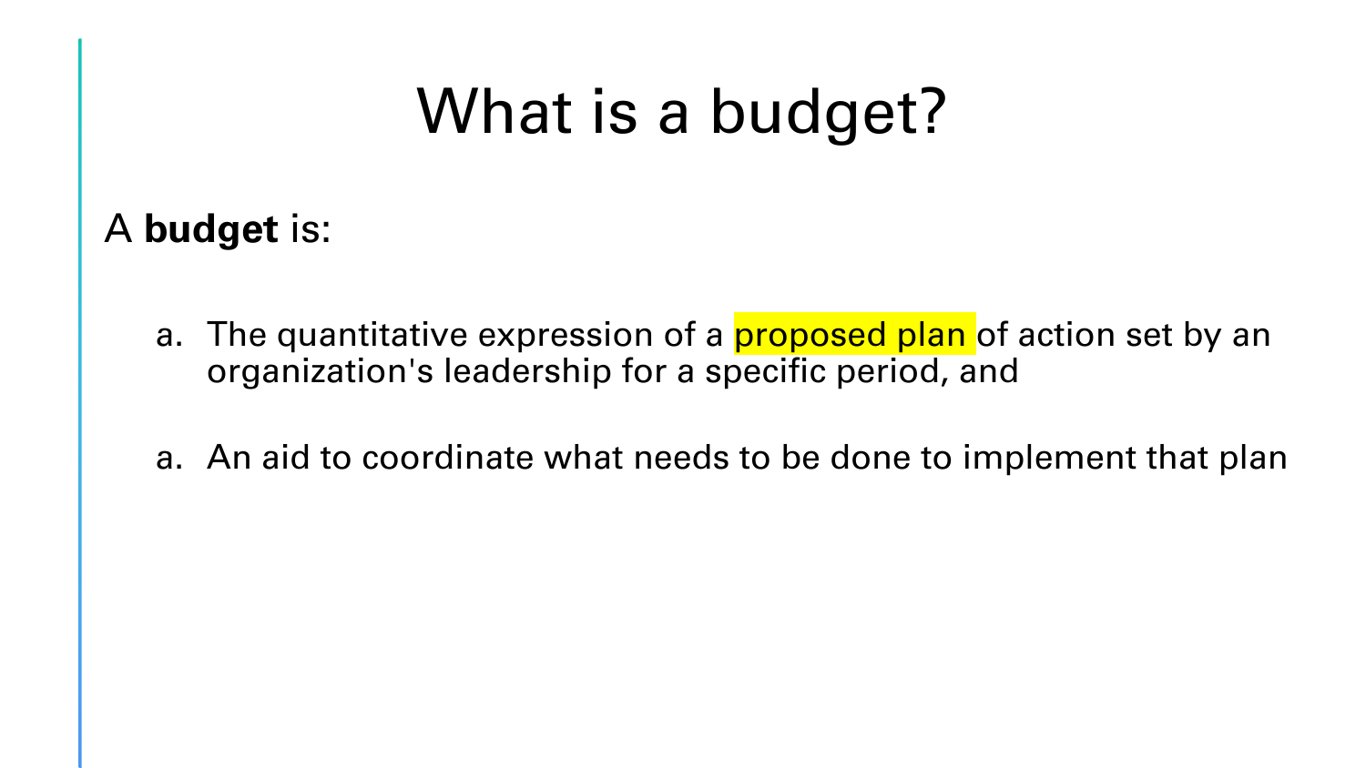# What is a budget?

A **budget** is:

a. The quantitative expression of a proposed plan of action set by an organization's leadership for a specific period, and

a. An aid to coordinate what needs to be done to implement that plan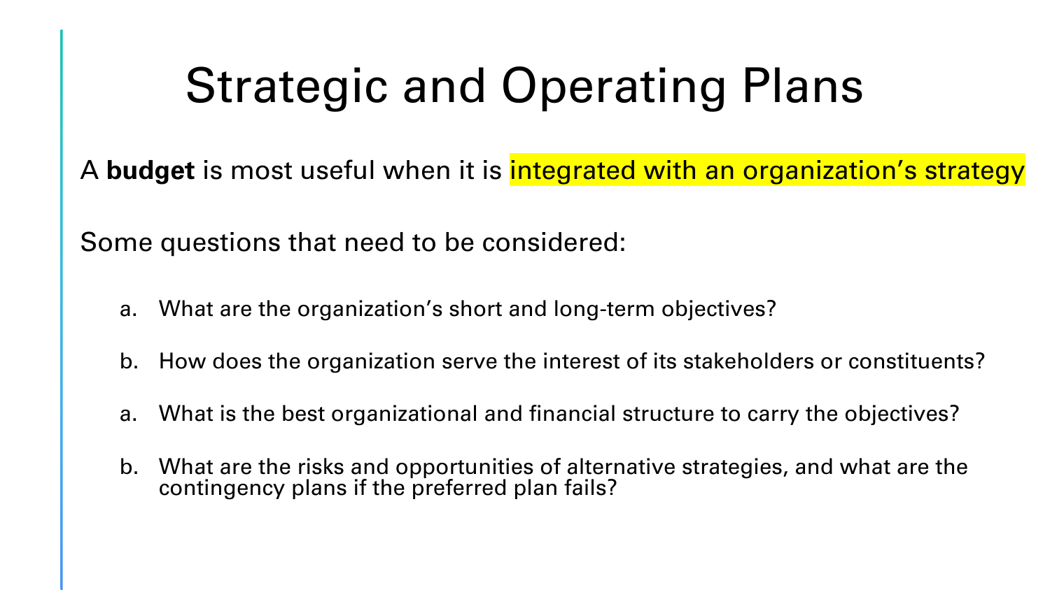# Strategic and Operating Plans

A **budget** is most useful when it is integrated with an organization's strategy

Some questions that need to be considered:

a. What are the organization's short and long-term objectives?

b. How does the organization serve the interest of its stakeholders or constituents?

a. What is the best organizational and financial structure to carry the objectives?

b. What are the risks and opportunities of alternative strategies, and what are the contingency plans if the preferred plan fails?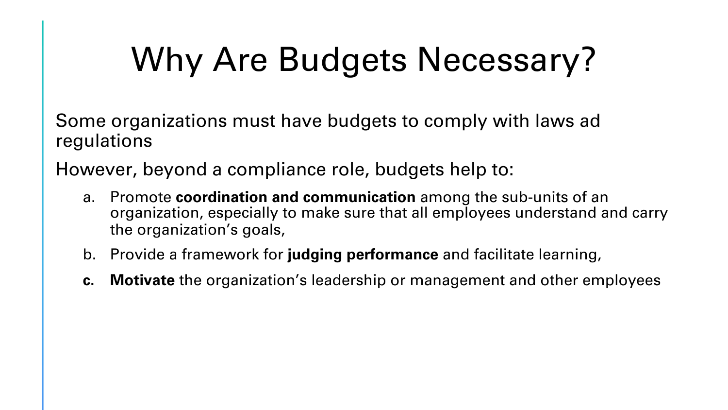# Why Are Budgets Necessary?

Some organizations must have budgets to comply with laws ad regulations

However, beyond a compliance role, budgets help to:

a. Promote **coordination and communication** among the sub-units of an organization, especially to make sure that all employees understand and carry the organization's goals,

b. Provide a framework for **judging performance** and facilitate learning,

**c.** **Motivate** the organization's leadership or management and other employees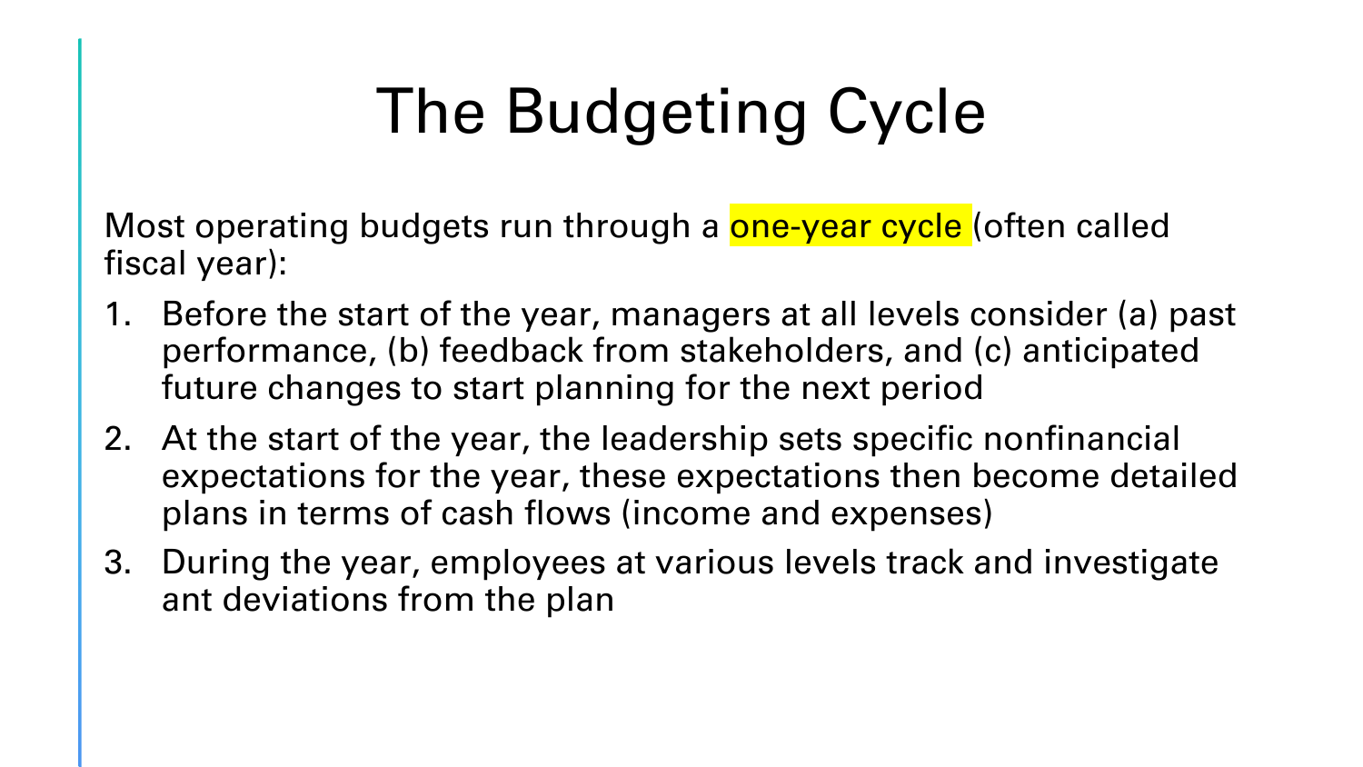# The Budgeting Cycle

Most operating budgets run through a one-year cycle (often called fiscal year):

1. Before the start of the year, managers at all levels consider (a) past performance, (b) feedback from stakeholders, and (c) anticipated future changes to start planning for the next period
2. At the start of the year, the leadership sets specific nonfinancial expectations for the year, these expectations then become detailed plans in terms of cash flows (income and expenses)
3. During the year, employees at various levels track and investigate ant deviations from the plan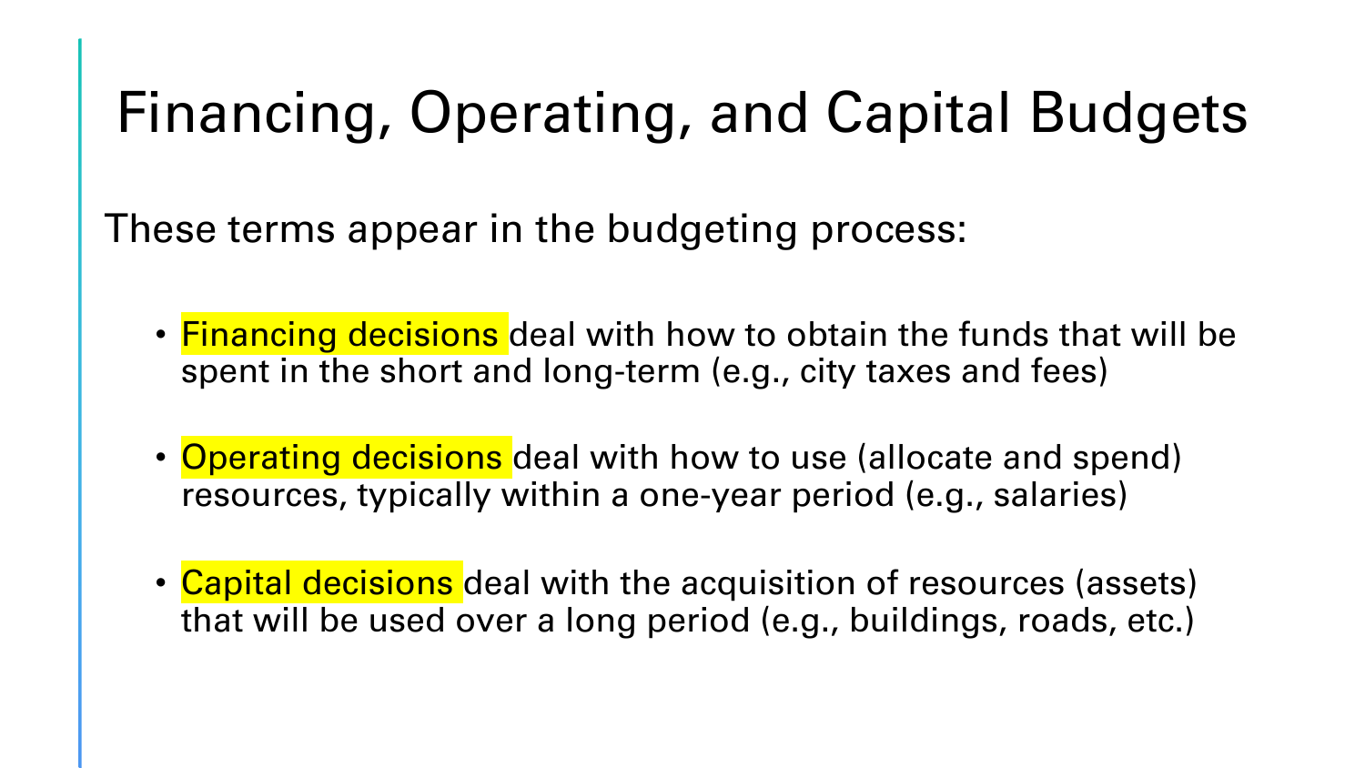# Financing, Operating, and Capital Budgets

These terms appear in the budgeting process:

- **Financing decisions** deal with how to obtain the funds that will be spent in the short and long-term (e.g., city taxes and fees)
- **Operating decisions** deal with how to use (allocate and spend) resources, typically within a one-year period (e.g., salaries)
- **Capital decisions** deal with the acquisition of resources (assets) that will be used over a long period (e.g., buildings, roads, etc.)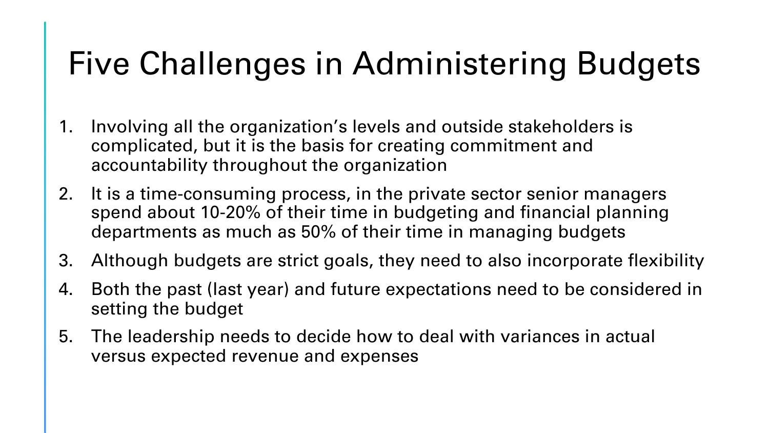# Five Challenges in Administering Budgets

1. Involving all the organization’s levels and outside stakeholders is complicated, but it is the basis for creating commitment and accountability throughout the organization
2. It is a time-consuming process, in the private sector senior managers spend about 10-20% of their time in budgeting and financial planning departments as much as 50% of their time in managing budgets
3. Although budgets are strict goals, they need to also incorporate flexibility
4. Both the past (last year) and future expectations need to be considered in setting the budget
5. The leadership needs to decide how to deal with variances in actual versus expected revenue and expenses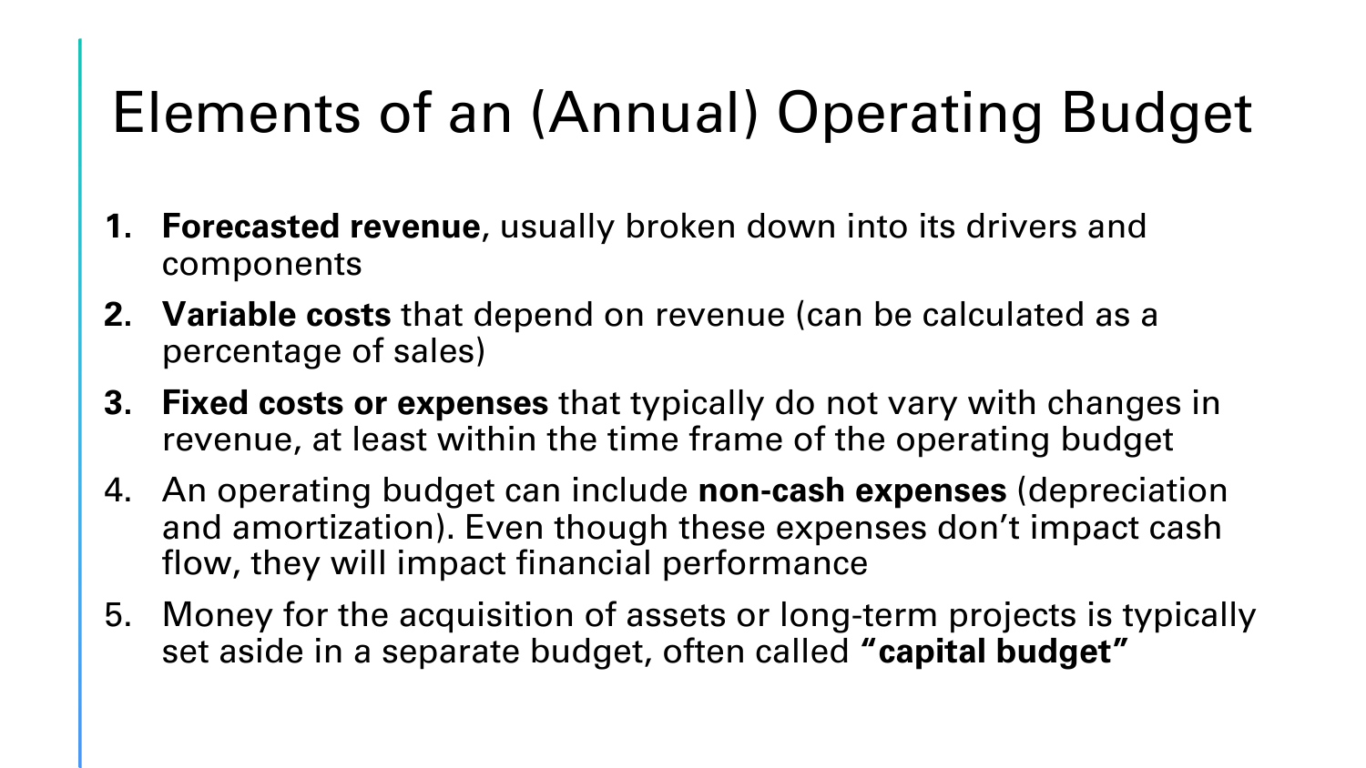# Elements of an (Annual) Operating Budget

1. **Forecasted revenue**, usually broken down into its drivers and components
2. **Variable costs** that depend on revenue (can be calculated as a percentage of sales)
3. **Fixed costs or expenses** that typically do not vary with changes in revenue, at least within the time frame of the operating budget
4. An operating budget can include **non-cash expenses** (depreciation and amortization). Even though these expenses don't impact cash flow, they will impact financial performance
5. Money for the acquisition of assets or long-term projects is typically set aside in a separate budget, often called **"capital budget"**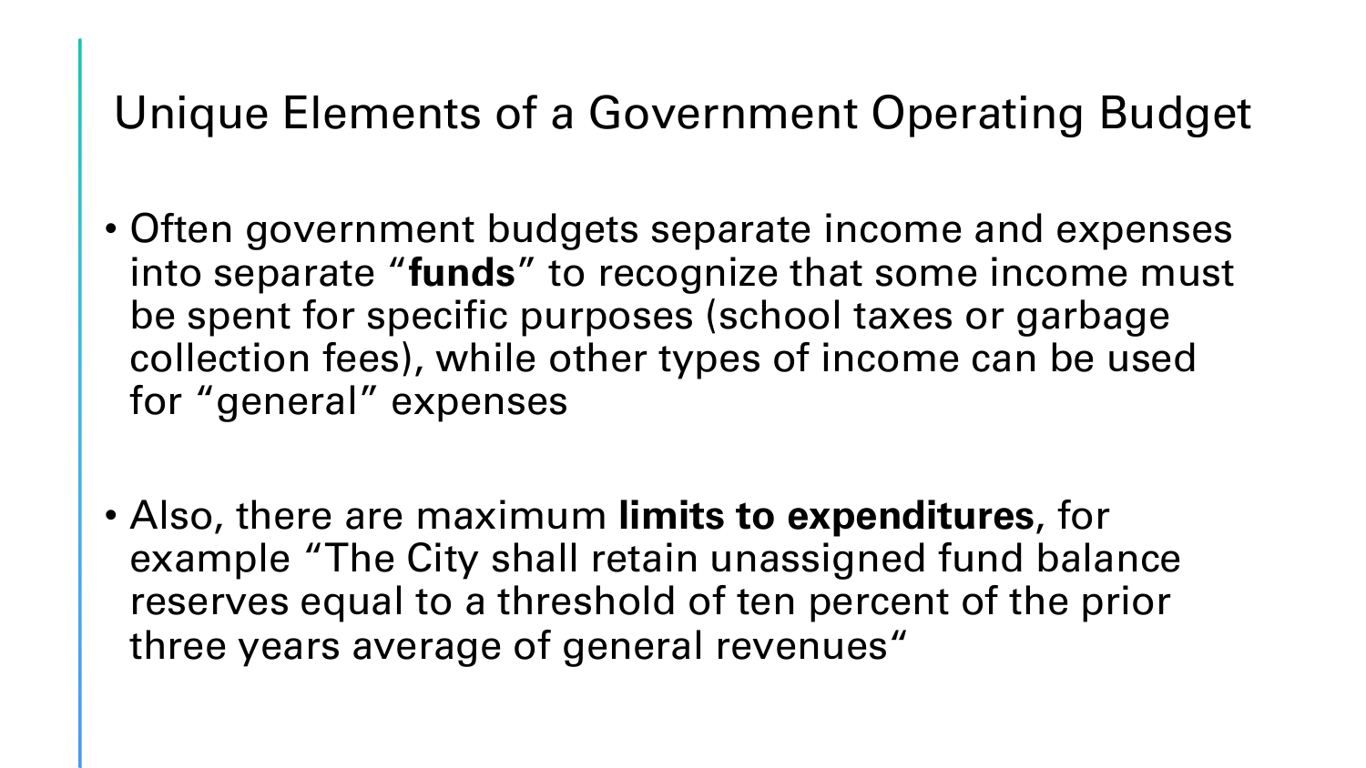# Unique Elements of a Government Operating Budget

- Often government budgets separate income and expenses into separate "**funds**" to recognize that some income must be spent for specific purposes (school taxes or garbage collection fees), while other types of income can be used for "general" expenses

- Also, there are maximum **limits to expenditures**, for example "The City shall retain unassigned fund balance reserves equal to a threshold of ten percent of the prior three years average of general revenues"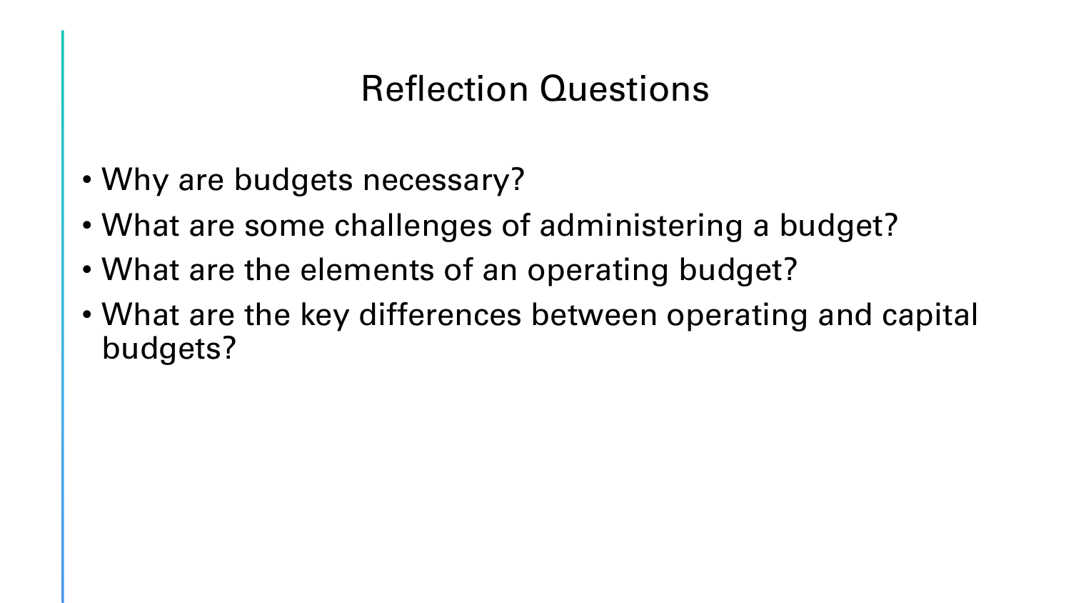# Reflection Questions

- Why are budgets necessary?
- What are some challenges of administering a budget?
- What are the elements of an operating budget?
- What are the key differences between operating and capital budgets?